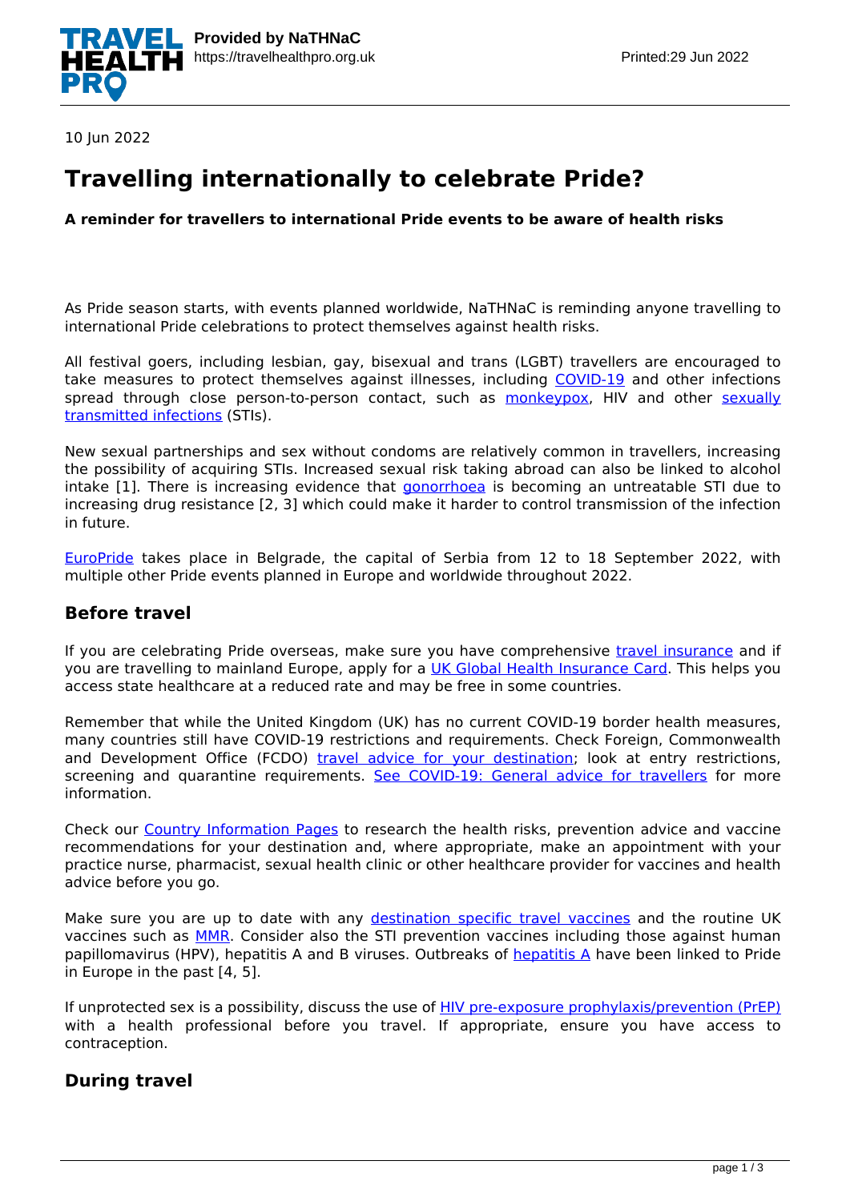10 Jun 2022

# Travelling internationally to celebrate Pride?

**A reminder for travellers to international Pride events to be aware of health risks**

As Pride season starts, with events planned worldwide, NaTHNaC is reminding anyone travelling to international Pride celebrations to protect themselves against health risks.

All festival goers, including lesbian, gay, bisexual and trans (LGBT) travellers are encouraged to take measures to protect themselves against illnesses, including COVID-19 and other infections spread through close person-to-person contact, such as monkeypox, HIV and other sexually transmitted infections (STIs).

New sexual partnerships and sex without condoms are relatively common in travellers, increasing the possibility of acquiring STIs. Increased sexual risk taking abroad can also be linked to alcohol intake [1]. There is increasing evidence that gonorrhoea is becoming an untreatable STI due to increasing drug resistance [2, 3] which could make it harder to control transmission of the infection in future.

EuroPride takes place in Belgrade, the capital of Serbia from 12 to 18 September 2022, with multiple other Pride events planned in Europe and worldwide throughout 2022.

## Before travel

If you are celebrating Pride overseas, make sure you have comprehensive travel insurance and if you are travelling to mainland Europe, apply for a UK Global Health Insurance Card. This helps you access state healthcare at a reduced rate and may be free in some countries.

Remember that while the United Kingdom (UK) has no current COVID-19 border health measures, many countries still have COVID-19 restrictions and requirements. Check Foreign, Commonwealth and Development Office (FCDO) travel advice for your destination; look at entry restrictions, screening and quarantine requirements. See COVID-19: General advice for travellers for more information.

Check our Country Information Pages to research the health risks, prevention advice and vaccine recommendations for your destination and, where appropriate, make an appointment with your practice nurse, pharmacist, sexual health clinic or other healthcare provider for vaccines and health advice before you go.

Make sure you are up to date with any destination specific travel vaccines and the routine UK vaccines such as MMR. Consider also the STI prevention vaccines including those against human papillomavirus (HPV), hepatitis A and B viruses. Outbreaks of hepatitis A have been linked to Pride in Europe in the past [4, 5].

If unprotected sex is a possibility, discuss the use of HIV pre-exposure prophylaxis/prevention (PrEP) with a health professional before you travel. If appropriate, ensure you have access to contraception.

## During travel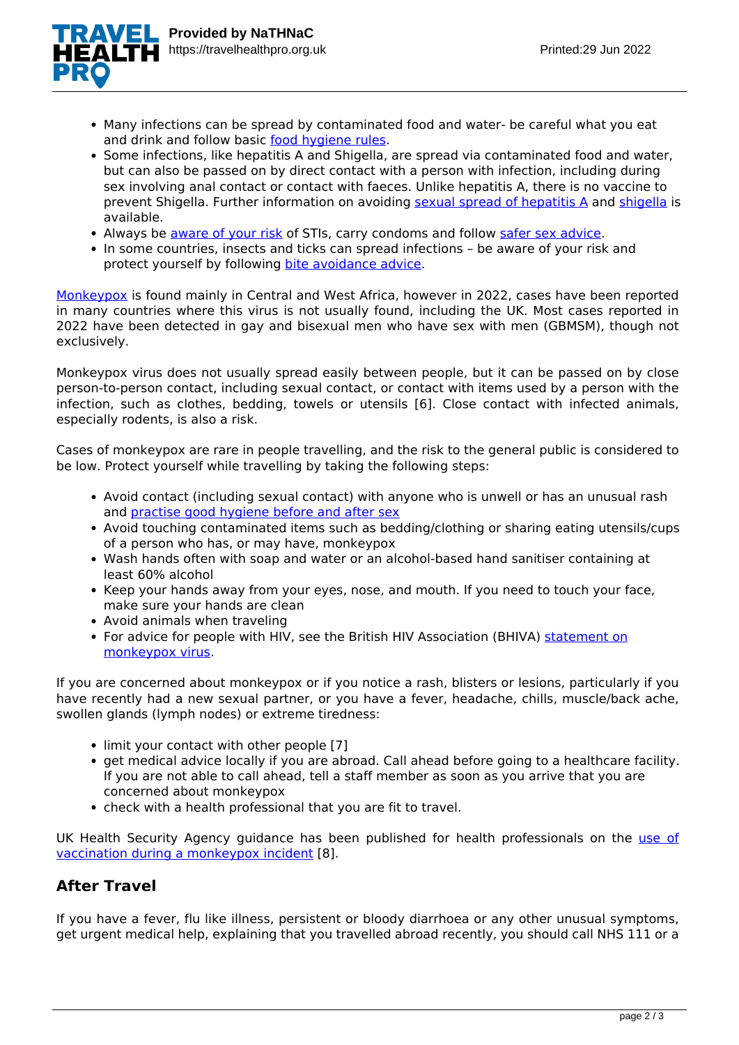- Many infections can be spread by contaminated food and water- be careful what you eat and drink and follow basic food hygiene rules.
- Some infections, like hepatitis A and Shigella, are spread via contaminated food and water, but can also be passed on by direct contact with a person with infection, including during sex involving anal contact or contact with faeces. Unlike hepatitis A, there is no vaccine to prevent Shigella. Further information on avoiding sexual spread of hepatitis A and shigella is available.
- Always be aware of your risk of STIs, carry condoms and follow safer sex advice.
- In some countries, insects and ticks can spread infections – be aware of your risk and protect yourself by following bite avoidance advice.

Monkeypox is found mainly in Central and West Africa, however in 2022, cases have been reported in many countries where this virus is not usually found, including the UK. Most cases reported in 2022 have been detected in gay and bisexual men who have sex with men (GBMSM), though not exclusively.

Monkeypox virus does not usually spread easily between people, but it can be passed on by close person-to-person contact, including sexual contact, or contact with items used by a person with the infection, such as clothes, bedding, towels or utensils [6]. Close contact with infected animals, especially rodents, is also a risk.

Cases of monkeypox are rare in people travelling, and the risk to the general public is considered to be low. Protect yourself while travelling by taking the following steps:

- Avoid contact (including sexual contact) with anyone who is unwell or has an unusual rash and practise good hygiene before and after sex
- Avoid touching contaminated items such as bedding/clothing or sharing eating utensils/cups of a person who has, or may have, monkeypox
- Wash hands often with soap and water or an alcohol-based hand sanitiser containing at least 60% alcohol
- Keep your hands away from your eyes, nose, and mouth. If you need to touch your face, make sure your hands are clean
- Avoid animals when traveling
- For advice for people with HIV, see the British HIV Association (BHIVA) statement on monkeypox virus.

If you are concerned about monkeypox or if you notice a rash, blisters or lesions, particularly if you have recently had a new sexual partner, or you have a fever, headache, chills, muscle/back ache, swollen glands (lymph nodes) or extreme tiredness:

- limit your contact with other people [7]
- get medical advice locally if you are abroad. Call ahead before going to a healthcare facility. If you are not able to call ahead, tell a staff member as soon as you arrive that you are concerned about monkeypox
- check with a health professional that you are fit to travel.

UK Health Security Agency guidance has been published for health professionals on the use of vaccination during a monkeypox incident [8].

## After Travel

If you have a fever, flu like illness, persistent or bloody diarrhoea or any other unusual symptoms, get urgent medical help, explaining that you travelled abroad recently, you should call NHS 111 or a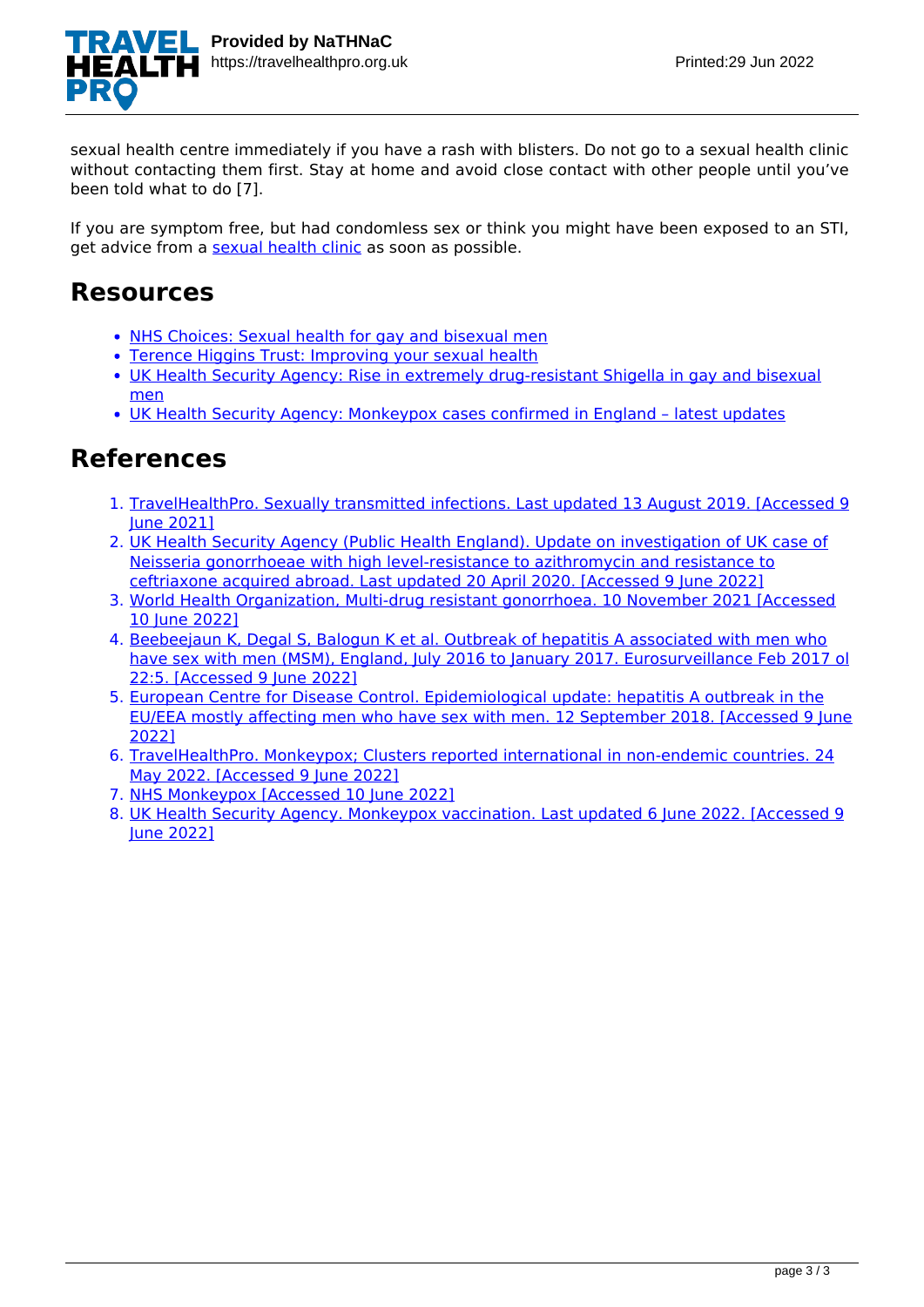sexual health centre immediately if you have a rash with blisters. Do not go to a sexual health clinic without contacting them first. Stay at home and avoid close contact with other people until you've been told what to do [7].

If you are symptom free, but had condomless sex or think you might have been exposed to an STI, get advice from a sexual health clinic as soon as possible.

## Resources

- NHS Choices: Sexual health for gay and bisexual men
- Terence Higgins Trust: Improving your sexual health
- UK Health Security Agency: Rise in extremely drug-resistant Shigella in gay and bisexual men
- UK Health Security Agency: Monkeypox cases confirmed in England – latest updates

## References

1. TravelHealthPro. Sexually transmitted infections. Last updated 13 August 2019. [Accessed 9 June 2021]
2. UK Health Security Agency (Public Health England). Update on investigation of UK case of Neisseria gonorrhoeae with high level-resistance to azithromycin and resistance to ceftriaxone acquired abroad. Last updated 20 April 2020. [Accessed 9 June 2022]
3. World Health Organization, Multi-drug resistant gonorrhoea. 10 November 2021 [Accessed 10 June 2022]
4. Beebeejaun K, Degal S, Balogun K et al. Outbreak of hepatitis A associated with men who have sex with men (MSM), England, July 2016 to January 2017. Eurosurveillance Feb 2017 ol 22:5. [Accessed 9 June 2022]
5. European Centre for Disease Control. Epidemiological update: hepatitis A outbreak in the EU/EEA mostly affecting men who have sex with men. 12 September 2018. [Accessed 9 June 2022]
6. TravelHealthPro. Monkeypox; Clusters reported international in non-endemic countries. 24 May 2022. [Accessed 9 June 2022]
7. NHS Monkeypox [Accessed 10 June 2022]
8. UK Health Security Agency. Monkeypox vaccination. Last updated 6 June 2022. [Accessed 9 June 2022]